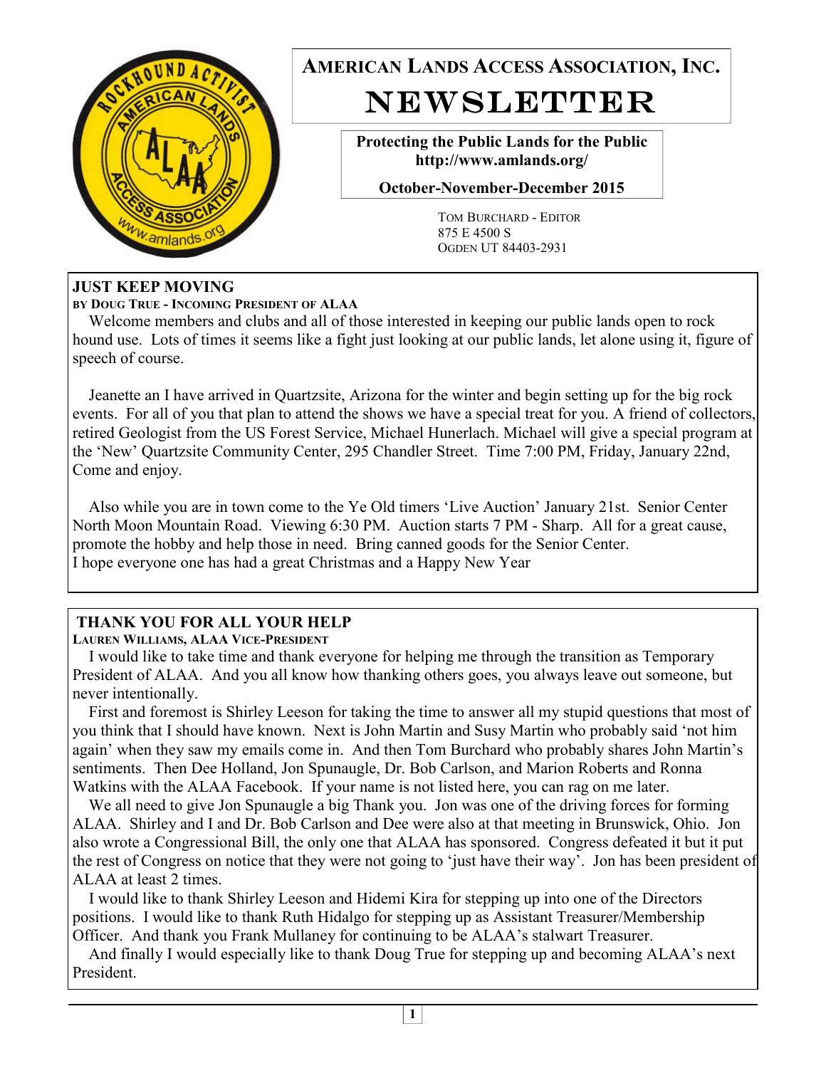# AMERICAN LANDS ACCESS ASSOCIATION, INC.

# NEWSLETTER

**Protecting the Public Lands for the Public**
**http://www.amlands.org/**

**October-November-December 2015**

TOM BURCHARD - EDITOR
875 E 4500 S
OGDEN UT 84403-2931

## JUST KEEP MOVING

**BY DOUG TRUE - INCOMING PRESIDENT OF ALAA**

Welcome members and clubs and all of those interested in keeping our public lands open to rock hound use. Lots of times it seems like a fight just looking at our public lands, let alone using it, figure of speech of course.

Jeanette an I have arrived in Quartzsite, Arizona for the winter and begin setting up for the big rock events. For all of you that plan to attend the shows we have a special treat for you. A friend of collectors, retired Geologist from the US Forest Service, Michael Hunerlach. Michael will give a special program at the 'New' Quartzsite Community Center, 295 Chandler Street. Time 7:00 PM, Friday, January 22nd, Come and enjoy.

Also while you are in town come to the Ye Old timers 'Live Auction' January 21st. Senior Center North Moon Mountain Road. Viewing 6:30 PM. Auction starts 7 PM - Sharp. All for a great cause, promote the hobby and help those in need. Bring canned goods for the Senior Center.
I hope everyone one has had a great Christmas and a Happy New Year

## THANK YOU FOR ALL YOUR HELP

**LAUREN WILLIAMS, ALAA VICE-PRESIDENT**

I would like to take time and thank everyone for helping me through the transition as Temporary President of ALAA. And you all know how thanking others goes, you always leave out someone, but never intentionally.

First and foremost is Shirley Leeson for taking the time to answer all my stupid questions that most of you think that I should have known. Next is John Martin and Susy Martin who probably said 'not him again' when they saw my emails come in. And then Tom Burchard who probably shares John Martin's sentiments. Then Dee Holland, Jon Spunaugle, Dr. Bob Carlson, and Marion Roberts and Ronna Watkins with the ALAA Facebook. If your name is not listed here, you can rag on me later.

We all need to give Jon Spunaugle a big Thank you. Jon was one of the driving forces for forming ALAA. Shirley and I and Dr. Bob Carlson and Dee were also at that meeting in Brunswick, Ohio. Jon also wrote a Congressional Bill, the only one that ALAA has sponsored. Congress defeated it but it put the rest of Congress on notice that they were not going to 'just have their way'. Jon has been president of ALAA at least 2 times.

I would like to thank Shirley Leeson and Hidemi Kira for stepping up into one of the Directors positions. I would like to thank Ruth Hidalgo for stepping up as Assistant Treasurer/Membership Officer. And thank you Frank Mullaney for continuing to be ALAA's stalwart Treasurer.

And finally I would especially like to thank Doug True for stepping up and becoming ALAA's next President.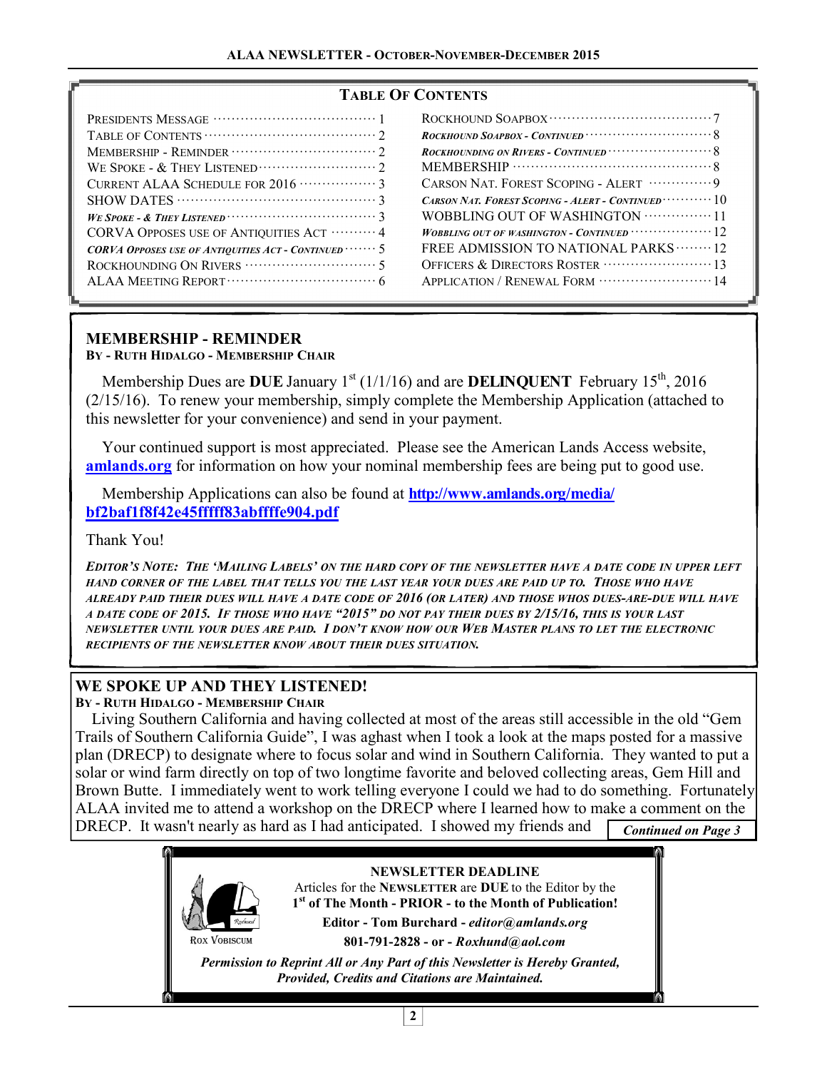## Table Of Contents

| | |
|---|---|
| Presidents Message ··· 1 | Rockhound Soapbox ··· 7 |
| Table Of Contents ··· 2 | *Rockhound Soapbox - Continued* ··· 8 |
| Membership - Reminder ··· 2 | *Rockhounding on Rivers - Continued* ··· 8 |
| We Spoke - & They Listened ··· 2 | MEMBERSHIP ··· 8 |
| Current ALAA Schedule for 2016 ··· 3 | Carson Nat. Forest Scoping - Alert ··· 9 |
| SHOW DATES ··· 3 | *Carson Nat. Forest Scoping - Alert - Continued* ··· 10 |
| *We Spoke - & They Listened* ··· 3 | WOBBLING OUT OF WASHINGTON ··· 11 |
| CORVA Opposes use of Antiquities Act ··· 4 | *Wobbling out of Washington - Continued* ··· 12 |
| *CORVA Opposes use of Antiquities Act - Continued* ··· 5 | FREE ADMISSION TO NATIONAL PARKS ··· 12 |
| Rockhounding On Rivers ··· 5 | Officers & Directors Roster ··· 13 |
| ALAA Meeting Report ··· 6 | Application / Renewal Form ··· 14 |

## MEMBERSHIP - REMINDER

**By - Ruth Hidalgo - Membership Chair**

Membership Dues are **DUE** January 1st (1/1/16) and are **DELINQUENT** February 15th, 2016 (2/15/16). To renew your membership, simply complete the Membership Application (attached to this newsletter for your convenience) and send in your payment.

Your continued support is most appreciated. Please see the American Lands Access website, **amlands.org** for information on how your nominal membership fees are being put to good use.

Membership Applications can also be found at **http://www.amlands.org/media/bf2baf1f8f42e45fffff83abffffe904.pdf**

Thank You!

***Editor's Note: The 'Mailing Labels' on the hard copy of the newsletter have a date code in upper left hand corner of the label that tells you the last year your dues are paid up to. Those who have already paid their dues will have a date code of 2016 (or later) and those whos dues-are-due will have a date code of 2015. If those who have "2015" do not pay their dues by 2/15/16, this is your last newsletter until your dues are paid. I don't know how our Web Master plans to let the electronic recipients of the newsletter know about their dues situation.***

## WE SPOKE UP AND THEY LISTENED!

**By - Ruth Hidalgo - Membership Chair**

Living Southern California and having collected at most of the areas still accessible in the old "Gem Trails of Southern California Guide", I was aghast when I took a look at the maps posted for a massive plan (DRECP) to designate where to focus solar and wind in Southern California. They wanted to put a solar or wind farm directly on top of two longtime favorite and beloved collecting areas, Gem Hill and Brown Butte. I immediately went to work telling everyone I could we had to do something. Fortunately ALAA invited me to attend a workshop on the DRECP where I learned how to make a comment on the DRECP. It wasn't nearly as hard as I had anticipated. I showed my friends and

***Continued on Page 3***

**NEWSLETTER DEADLINE**

Articles for the **Newsletter** are **DUE** to the Editor by the **1st of The Month - PRIOR - to the Month of Publication!**

**Editor - Tom Burchard - *editor@amlands.org***

**801-791-2828 - or - *Roxhund@aol.com***

Rox Vobiscum

***Permission to Reprint All or Any Part of this Newsletter is Hereby Granted, Provided, Credits and Citations are Maintained.***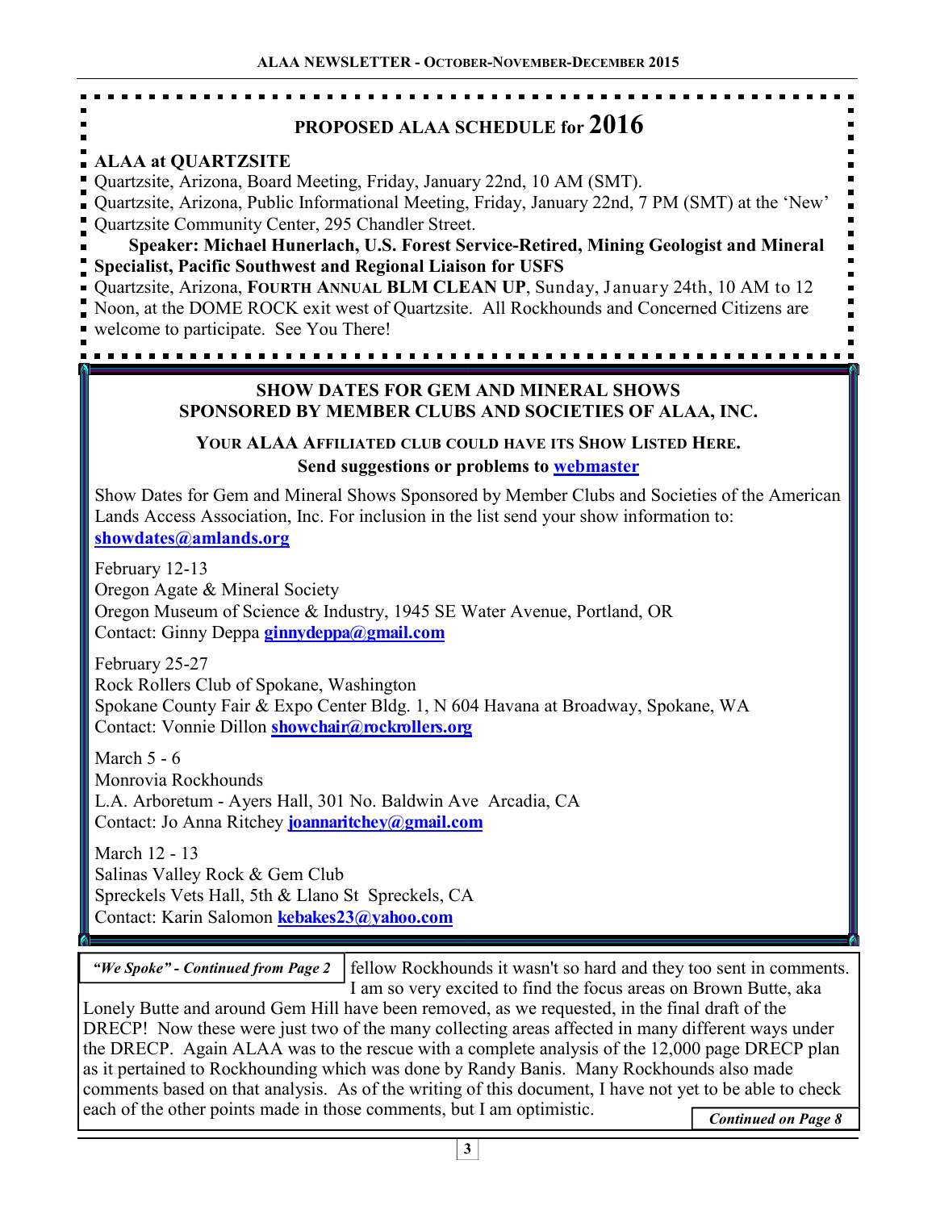## PROPOSED ALAA SCHEDULE for 2016

**ALAA at QUARTZSITE**

Quartzsite, Arizona, Board Meeting, Friday, January 22nd, 10 AM (SMT).

Quartzsite, Arizona, Public Informational Meeting, Friday, January 22nd, 7 PM (SMT) at the 'New' Quartzsite Community Center, 295 Chandler Street.

**Speaker: Michael Hunerlach, U.S. Forest Service-Retired, Mining Geologist and Mineral Specialist, Pacific Southwest and Regional Liaison for USFS**

Quartzsite, Arizona, **FOURTH ANNUAL BLM CLEAN UP**, Sunday, January 24th, 10 AM to 12 Noon, at the DOME ROCK exit west of Quartzsite. All Rockhounds and Concerned Citizens are welcome to participate. See You There!

## SHOW DATES FOR GEM AND MINERAL SHOWS SPONSORED BY MEMBER CLUBS AND SOCIETIES OF ALAA, INC.

**YOUR ALAA AFFILIATED CLUB COULD HAVE ITS SHOW LISTED HERE.**

**Send suggestions or problems to webmaster**

Show Dates for Gem and Mineral Shows Sponsored by Member Clubs and Societies of the American Lands Access Association, Inc. For inclusion in the list send your show information to: **showdates@amlands.org**

February 12-13
Oregon Agate & Mineral Society
Oregon Museum of Science & Industry, 1945 SE Water Avenue, Portland, OR
Contact: Ginny Deppa **ginnydeppa@gmail.com**

February 25-27
Rock Rollers Club of Spokane, Washington
Spokane County Fair & Expo Center Bldg. 1, N 604 Havana at Broadway, Spokane, WA
Contact: Vonnie Dillon **showchair@rockrollers.org**

March 5 - 6
Monrovia Rockhounds
L.A. Arboretum - Ayers Hall, 301 No. Baldwin Ave Arcadia, CA
Contact: Jo Anna Ritchey **joannaritchey@gmail.com**

March 12 - 13
Salinas Valley Rock & Gem Club
Spreckels Vets Hall, 5th & Llano St Spreckels, CA
Contact: Karin Salomon **kebakes23@yahoo.com**

***"We Spoke" - Continued from Page 2***

fellow Rockhounds it wasn't so hard and they too sent in comments. I am so very excited to find the focus areas on Brown Butte, aka Lonely Butte and around Gem Hill have been removed, as we requested, in the final draft of the DRECP! Now these were just two of the many collecting areas affected in many different ways under the DRECP. Again ALAA was to the rescue with a complete analysis of the 12,000 page DRECP plan as it pertained to Rockhounding which was done by Randy Banis. Many Rockhounds also made comments based on that analysis. As of the writing of this document, I have not yet to be able to check each of the other points made in those comments, but I am optimistic.

***Continued on Page 8***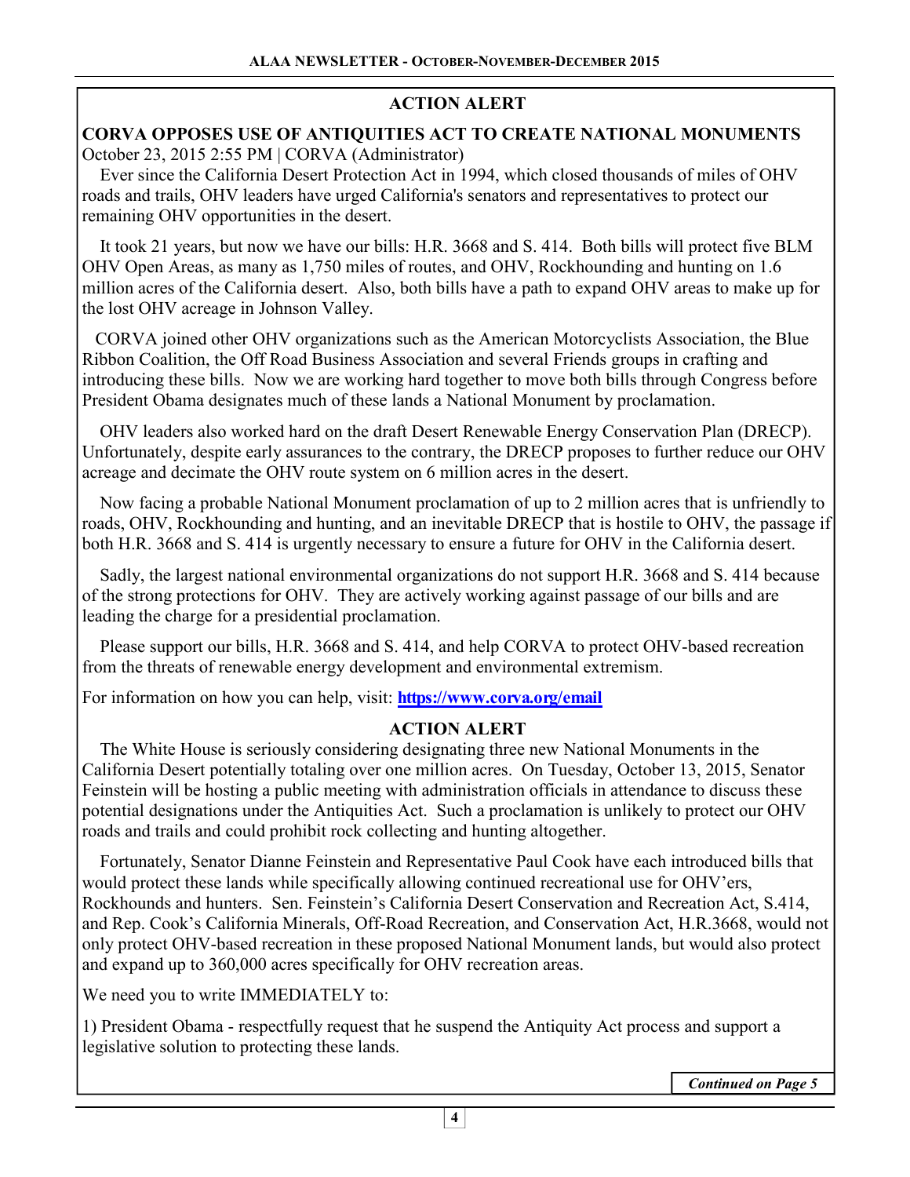## ACTION ALERT

### CORVA OPPOSES USE OF ANTIQUITIES ACT TO CREATE NATIONAL MONUMENTS

October 23, 2015 2:55 PM | CORVA (Administrator)

Ever since the California Desert Protection Act in 1994, which closed thousands of miles of OHV roads and trails, OHV leaders have urged California's senators and representatives to protect our remaining OHV opportunities in the desert.

It took 21 years, but now we have our bills: H.R. 3668 and S. 414. Both bills will protect five BLM OHV Open Areas, as many as 1,750 miles of routes, and OHV, Rockhounding and hunting on 1.6 million acres of the California desert. Also, both bills have a path to expand OHV areas to make up for the lost OHV acreage in Johnson Valley.

CORVA joined other OHV organizations such as the American Motorcyclists Association, the Blue Ribbon Coalition, the Off Road Business Association and several Friends groups in crafting and introducing these bills. Now we are working hard together to move both bills through Congress before President Obama designates much of these lands a National Monument by proclamation.

OHV leaders also worked hard on the draft Desert Renewable Energy Conservation Plan (DRECP). Unfortunately, despite early assurances to the contrary, the DRECP proposes to further reduce our OHV acreage and decimate the OHV route system on 6 million acres in the desert.

Now facing a probable National Monument proclamation of up to 2 million acres that is unfriendly to roads, OHV, Rockhounding and hunting, and an inevitable DRECP that is hostile to OHV, the passage if both H.R. 3668 and S. 414 is urgently necessary to ensure a future for OHV in the California desert.

Sadly, the largest national environmental organizations do not support H.R. 3668 and S. 414 because of the strong protections for OHV. They are actively working against passage of our bills and are leading the charge for a presidential proclamation.

Please support our bills, H.R. 3668 and S. 414, and help CORVA to protect OHV-based recreation from the threats of renewable energy development and environmental extremism.

For information on how you can help, visit: **https://www.corva.org/email**

## ACTION ALERT

The White House is seriously considering designating three new National Monuments in the California Desert potentially totaling over one million acres. On Tuesday, October 13, 2015, Senator Feinstein will be hosting a public meeting with administration officials in attendance to discuss these potential designations under the Antiquities Act. Such a proclamation is unlikely to protect our OHV roads and trails and could prohibit rock collecting and hunting altogether.

Fortunately, Senator Dianne Feinstein and Representative Paul Cook have each introduced bills that would protect these lands while specifically allowing continued recreational use for OHV'ers, Rockhounds and hunters. Sen. Feinstein's California Desert Conservation and Recreation Act, S.414, and Rep. Cook's California Minerals, Off-Road Recreation, and Conservation Act, H.R.3668, would not only protect OHV-based recreation in these proposed National Monument lands, but would also protect and expand up to 360,000 acres specifically for OHV recreation areas.

We need you to write IMMEDIATELY to:

1) President Obama - respectfully request that he suspend the Antiquity Act process and support a legislative solution to protecting these lands.

***Continued on Page 5***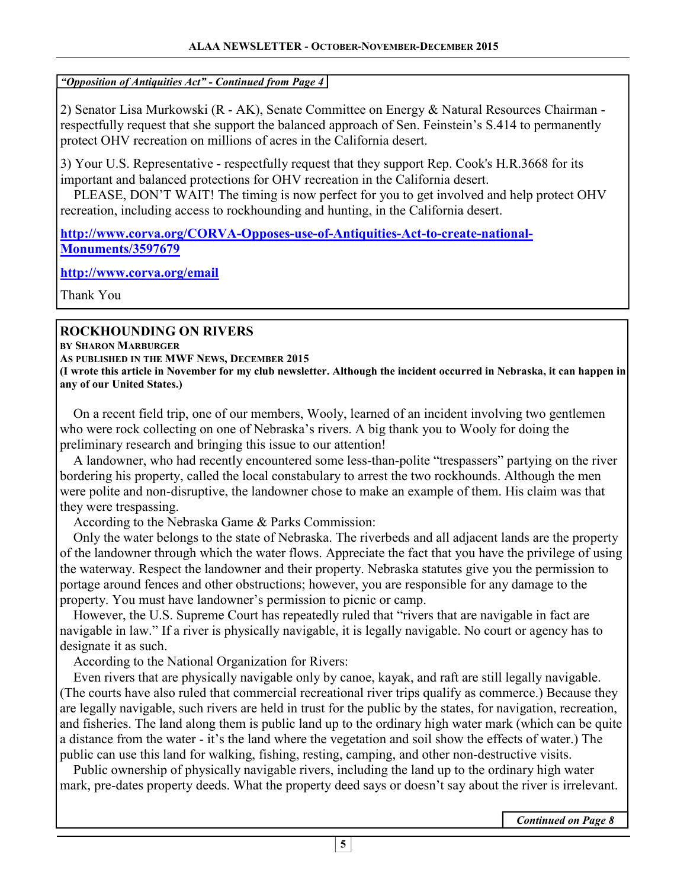*“Opposition of Antiquities Act” - Continued from Page 4*

2) Senator Lisa Murkowski (R - AK), Senate Committee on Energy & Natural Resources Chairman - respectfully request that she support the balanced approach of Sen. Feinstein’s S.414 to permanently protect OHV recreation on millions of acres in the California desert.

3) Your U.S. Representative - respectfully request that they support Rep. Cook's H.R.3668 for its important and balanced protections for OHV recreation in the California desert.

PLEASE, DON’T WAIT! The timing is now perfect for you to get involved and help protect OHV recreation, including access to rockhounding and hunting, in the California desert.

**http://www.corva.org/CORVA-Opposes-use-of-Antiquities-Act-to-create-national-Monuments/3597679**

**http://www.corva.org/email**

Thank You

## ROCKHOUNDING ON RIVERS

**BY SHARON MARBURGER**

**AS PUBLISHED IN THE MWF NEWS, DECEMBER 2015**

**(I wrote this article in November for my club newsletter. Although the incident occurred in Nebraska, it can happen in any of our United States.)**

On a recent field trip, one of our members, Wooly, learned of an incident involving two gentlemen who were rock collecting on one of Nebraska’s rivers. A big thank you to Wooly for doing the preliminary research and bringing this issue to our attention!

A landowner, who had recently encountered some less-than-polite “trespassers” partying on the river bordering his property, called the local constabulary to arrest the two rockhounds. Although the men were polite and non-disruptive, the landowner chose to make an example of them. His claim was that they were trespassing.

According to the Nebraska Game & Parks Commission:

Only the water belongs to the state of Nebraska. The riverbeds and all adjacent lands are the property of the landowner through which the water flows. Appreciate the fact that you have the privilege of using the waterway. Respect the landowner and their property. Nebraska statutes give you the permission to portage around fences and other obstructions; however, you are responsible for any damage to the property. You must have landowner’s permission to picnic or camp.

However, the U.S. Supreme Court has repeatedly ruled that “rivers that are navigable in fact are navigable in law.” If a river is physically navigable, it is legally navigable. No court or agency has to designate it as such.

According to the National Organization for Rivers:

Even rivers that are physically navigable only by canoe, kayak, and raft are still legally navigable. (The courts have also ruled that commercial recreational river trips qualify as commerce.) Because they are legally navigable, such rivers are held in trust for the public by the states, for navigation, recreation, and fisheries. The land along them is public land up to the ordinary high water mark (which can be quite a distance from the water - it’s the land where the vegetation and soil show the effects of water.) The public can use this land for walking, fishing, resting, camping, and other non-destructive visits.

Public ownership of physically navigable rivers, including the land up to the ordinary high water mark, pre-dates property deeds. What the property deed says or doesn’t say about the river is irrelevant.

*Continued on Page 8*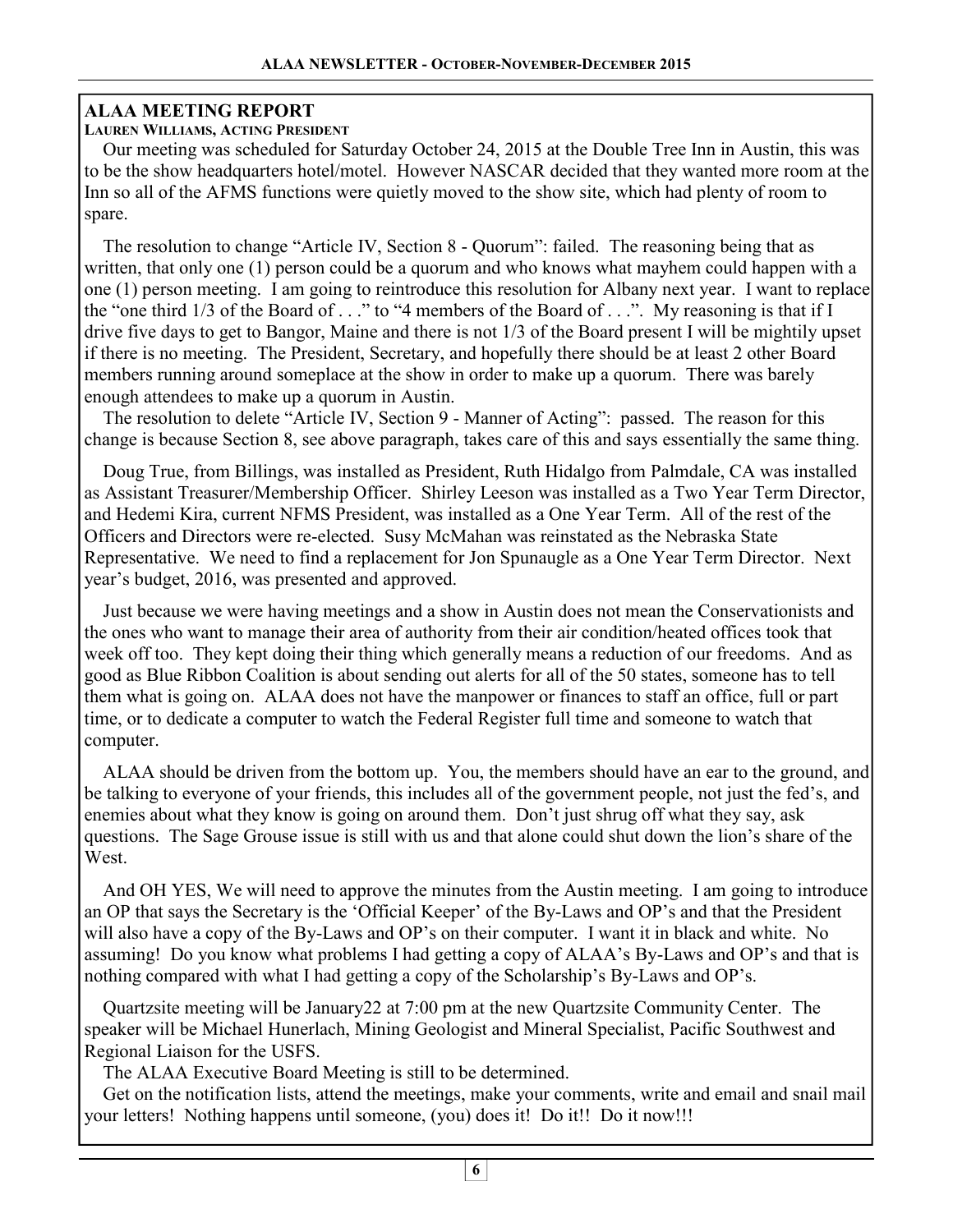## ALAA MEETING REPORT

**Lauren Williams, Acting President**

Our meeting was scheduled for Saturday October 24, 2015 at the Double Tree Inn in Austin, this was to be the show headquarters hotel/motel. However NASCAR decided that they wanted more room at the Inn so all of the AFMS functions were quietly moved to the show site, which had plenty of room to spare.

The resolution to change "Article IV, Section 8 - Quorum": failed. The reasoning being that as written, that only one (1) person could be a quorum and who knows what mayhem could happen with a one (1) person meeting. I am going to reintroduce this resolution for Albany next year. I want to replace the "one third 1/3 of the Board of . . ." to "4 members of the Board of . . .". My reasoning is that if I drive five days to get to Bangor, Maine and there is not 1/3 of the Board present I will be mightily upset if there is no meeting. The President, Secretary, and hopefully there should be at least 2 other Board members running around someplace at the show in order to make up a quorum. There was barely enough attendees to make up a quorum in Austin.

The resolution to delete "Article IV, Section 9 - Manner of Acting": passed. The reason for this change is because Section 8, see above paragraph, takes care of this and says essentially the same thing.

Doug True, from Billings, was installed as President, Ruth Hidalgo from Palmdale, CA was installed as Assistant Treasurer/Membership Officer. Shirley Leeson was installed as a Two Year Term Director, and Hedemi Kira, current NFMS President, was installed as a One Year Term. All of the rest of the Officers and Directors were re-elected. Susy McMahan was reinstated as the Nebraska State Representative. We need to find a replacement for Jon Spunaugle as a One Year Term Director. Next year's budget, 2016, was presented and approved.

Just because we were having meetings and a show in Austin does not mean the Conservationists and the ones who want to manage their area of authority from their air condition/heated offices took that week off too. They kept doing their thing which generally means a reduction of our freedoms. And as good as Blue Ribbon Coalition is about sending out alerts for all of the 50 states, someone has to tell them what is going on. ALAA does not have the manpower or finances to staff an office, full or part time, or to dedicate a computer to watch the Federal Register full time and someone to watch that computer.

ALAA should be driven from the bottom up. You, the members should have an ear to the ground, and be talking to everyone of your friends, this includes all of the government people, not just the fed's, and enemies about what they know is going on around them. Don't just shrug off what they say, ask questions. The Sage Grouse issue is still with us and that alone could shut down the lion's share of the West.

And OH YES, We will need to approve the minutes from the Austin meeting. I am going to introduce an OP that says the Secretary is the 'Official Keeper' of the By-Laws and OP's and that the President will also have a copy of the By-Laws and OP's on their computer. I want it in black and white. No assuming! Do you know what problems I had getting a copy of ALAA's By-Laws and OP's and that is nothing compared with what I had getting a copy of the Scholarship's By-Laws and OP's.

Quartzsite meeting will be January22 at 7:00 pm at the new Quartzsite Community Center. The speaker will be Michael Hunerlach, Mining Geologist and Mineral Specialist, Pacific Southwest and Regional Liaison for the USFS.

The ALAA Executive Board Meeting is still to be determined.

Get on the notification lists, attend the meetings, make your comments, write and email and snail mail your letters! Nothing happens until someone, (you) does it! Do it!! Do it now!!!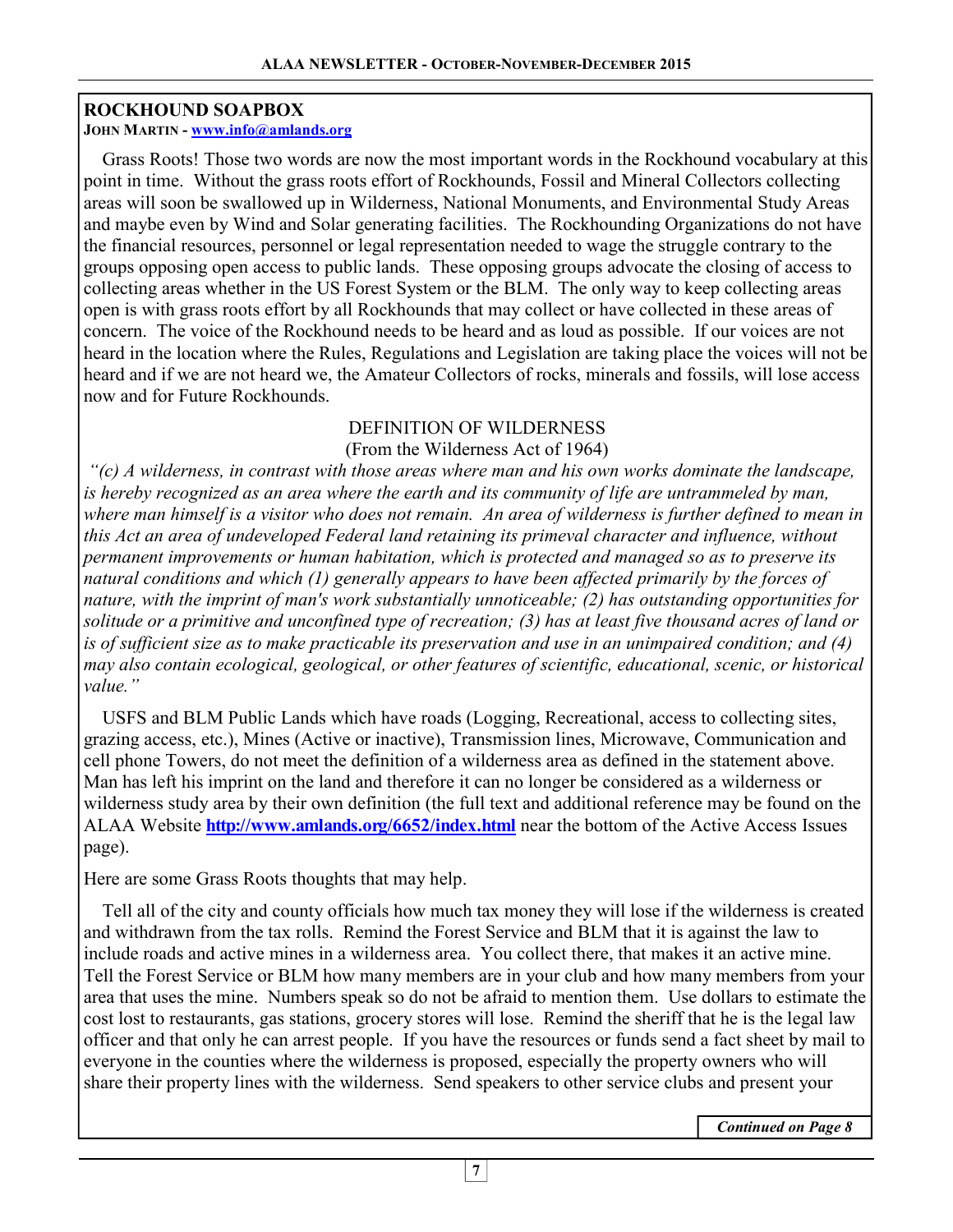## ROCKHOUND SOAPBOX

**JOHN MARTIN - www.info@amlands.org**

Grass Roots! Those two words are now the most important words in the Rockhound vocabulary at this point in time. Without the grass roots effort of Rockhounds, Fossil and Mineral Collectors collecting areas will soon be swallowed up in Wilderness, National Monuments, and Environmental Study Areas and maybe even by Wind and Solar generating facilities. The Rockhounding Organizations do not have the financial resources, personnel or legal representation needed to wage the struggle contrary to the groups opposing open access to public lands. These opposing groups advocate the closing of access to collecting areas whether in the US Forest System or the BLM. The only way to keep collecting areas open is with grass roots effort by all Rockhounds that may collect or have collected in these areas of concern. The voice of the Rockhound needs to be heard and as loud as possible. If our voices are not heard in the location where the Rules, Regulations and Legislation are taking place the voices will not be heard and if we are not heard we, the Amateur Collectors of rocks, minerals and fossils, will lose access now and for Future Rockhounds.

DEFINITION OF WILDERNESS

(From the Wilderness Act of 1964)

*"(c) A wilderness, in contrast with those areas where man and his own works dominate the landscape, is hereby recognized as an area where the earth and its community of life are untrammeled by man, where man himself is a visitor who does not remain. An area of wilderness is further defined to mean in this Act an area of undeveloped Federal land retaining its primeval character and influence, without permanent improvements or human habitation, which is protected and managed so as to preserve its natural conditions and which (1) generally appears to have been affected primarily by the forces of nature, with the imprint of man's work substantially unnoticeable; (2) has outstanding opportunities for solitude or a primitive and unconfined type of recreation; (3) has at least five thousand acres of land or is of sufficient size as to make practicable its preservation and use in an unimpaired condition; and (4) may also contain ecological, geological, or other features of scientific, educational, scenic, or historical value."*

USFS and BLM Public Lands which have roads (Logging, Recreational, access to collecting sites, grazing access, etc.), Mines (Active or inactive), Transmission lines, Microwave, Communication and cell phone Towers, do not meet the definition of a wilderness area as defined in the statement above. Man has left his imprint on the land and therefore it can no longer be considered as a wilderness or wilderness study area by their own definition (the full text and additional reference may be found on the ALAA Website **http://www.amlands.org/6652/index.html** near the bottom of the Active Access Issues page).

Here are some Grass Roots thoughts that may help.

Tell all of the city and county officials how much tax money they will lose if the wilderness is created and withdrawn from the tax rolls. Remind the Forest Service and BLM that it is against the law to include roads and active mines in a wilderness area. You collect there, that makes it an active mine. Tell the Forest Service or BLM how many members are in your club and how many members from your area that uses the mine. Numbers speak so do not be afraid to mention them. Use dollars to estimate the cost lost to restaurants, gas stations, grocery stores will lose. Remind the sheriff that he is the legal law officer and that only he can arrest people. If you have the resources or funds send a fact sheet by mail to everyone in the counties where the wilderness is proposed, especially the property owners who will share their property lines with the wilderness. Send speakers to other service clubs and present your

***Continued on Page 8***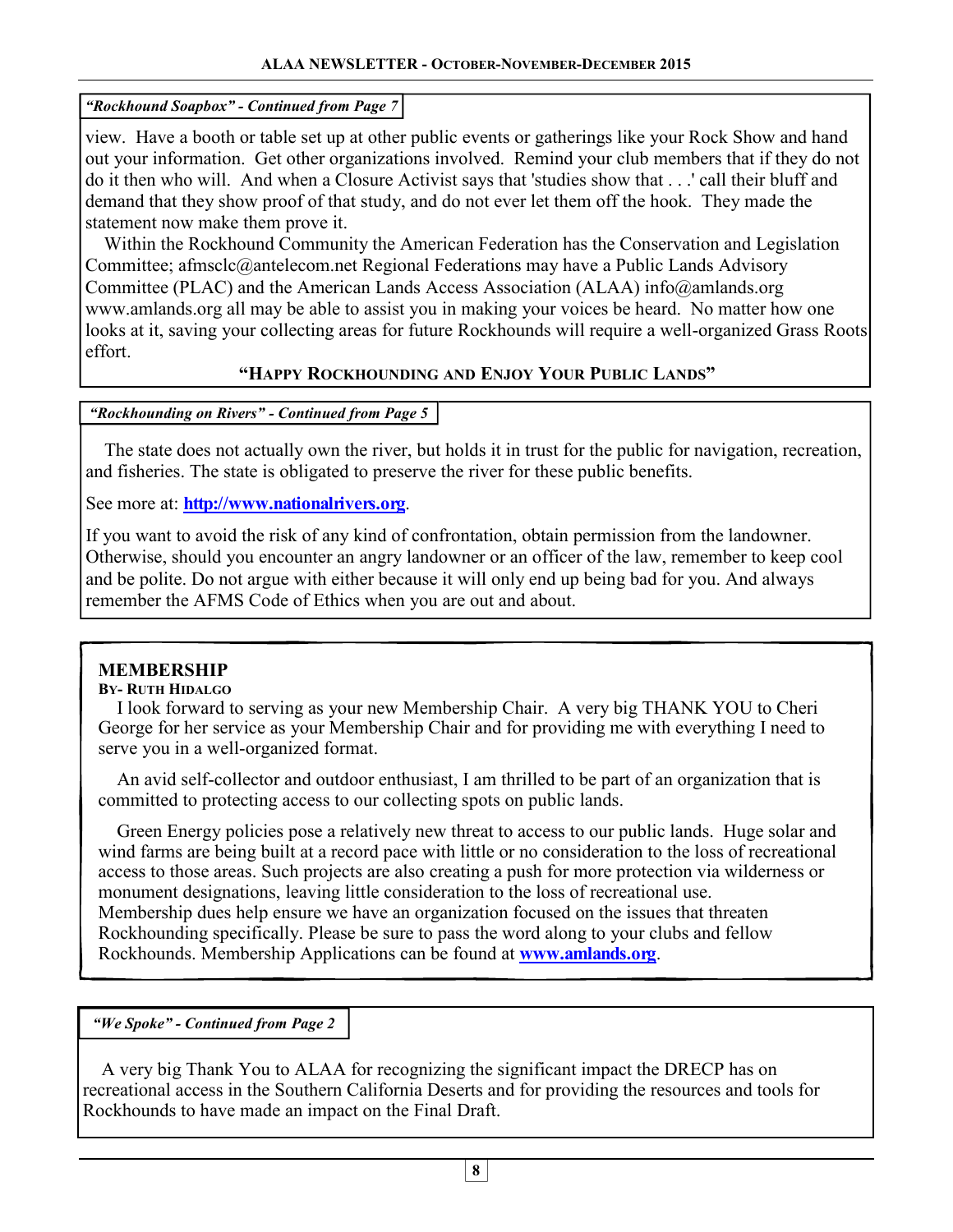*"Rockhound Soapbox" - Continued from Page 7*

view. Have a booth or table set up at other public events or gatherings like your Rock Show and hand out your information. Get other organizations involved. Remind your club members that if they do not do it then who will. And when a Closure Activist says that 'studies show that . . .' call their bluff and demand that they show proof of that study, and do not ever let them off the hook. They made the statement now make them prove it.

Within the Rockhound Community the American Federation has the Conservation and Legislation Committee; afmsclc@antelecom.net Regional Federations may have a Public Lands Advisory Committee (PLAC) and the American Lands Access Association (ALAA) info@amlands.org www.amlands.org all may be able to assist you in making your voices be heard. No matter how one looks at it, saving your collecting areas for future Rockhounds will require a well-organized Grass Roots effort.

**"HAPPY ROCKHOUNDING AND ENJOY YOUR PUBLIC LANDS"**

*"Rockhounding on Rivers" - Continued from Page 5*

The state does not actually own the river, but holds it in trust for the public for navigation, recreation, and fisheries. The state is obligated to preserve the river for these public benefits.

See more at: **http://www.nationalrivers.org**.

If you want to avoid the risk of any kind of confrontation, obtain permission from the landowner. Otherwise, should you encounter an angry landowner or an officer of the law, remember to keep cool and be polite. Do not argue with either because it will only end up being bad for you. And always remember the AFMS Code of Ethics when you are out and about.

## MEMBERSHIP

**BY- RUTH HIDALGO**

I look forward to serving as your new Membership Chair. A very big THANK YOU to Cheri George for her service as your Membership Chair and for providing me with everything I need to serve you in a well-organized format.

An avid self-collector and outdoor enthusiast, I am thrilled to be part of an organization that is committed to protecting access to our collecting spots on public lands.

Green Energy policies pose a relatively new threat to access to our public lands. Huge solar and wind farms are being built at a record pace with little or no consideration to the loss of recreational access to those areas. Such projects are also creating a push for more protection via wilderness or monument designations, leaving little consideration to the loss of recreational use.
Membership dues help ensure we have an organization focused on the issues that threaten Rockhounding specifically. Please be sure to pass the word along to your clubs and fellow Rockhounds. Membership Applications can be found at **www.amlands.org**.

*"We Spoke" - Continued from Page 2*

A very big Thank You to ALAA for recognizing the significant impact the DRECP has on recreational access in the Southern California Deserts and for providing the resources and tools for Rockhounds to have made an impact on the Final Draft.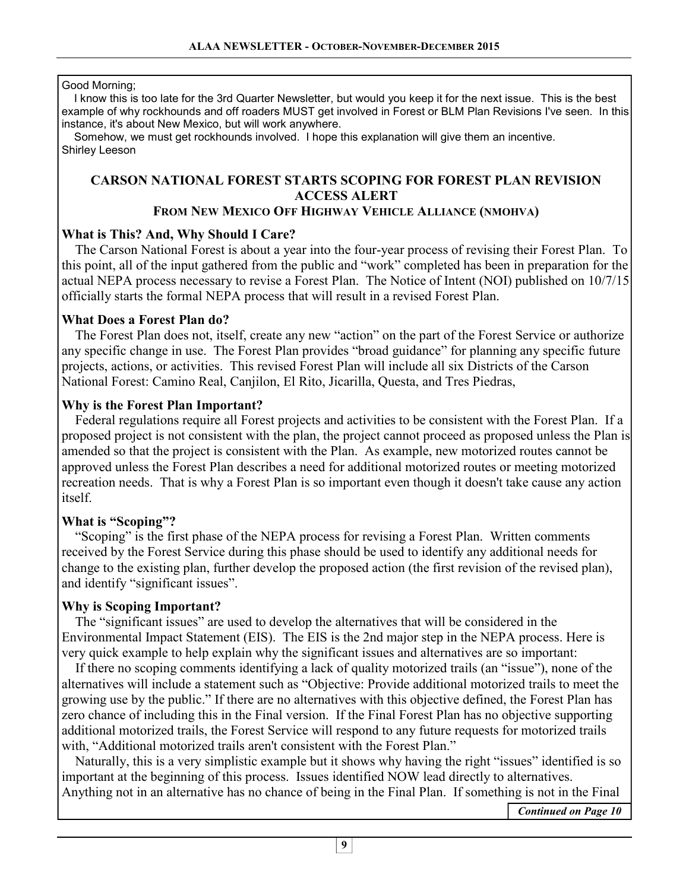Good Morning;

I know this is too late for the 3rd Quarter Newsletter, but would you keep it for the next issue. This is the best example of why rockhounds and off roaders MUST get involved in Forest or BLM Plan Revisions I've seen. In this instance, it's about New Mexico, but will work anywhere.

Somehow, we must get rockhounds involved. I hope this explanation will give them an incentive.
Shirley Leeson

## CARSON NATIONAL FOREST STARTS SCOPING FOR FOREST PLAN REVISION ACCESS ALERT

### From New Mexico Off Highway Vehicle Alliance (NMOHVA)

**What is This? And, Why Should I Care?**

The Carson National Forest is about a year into the four-year process of revising their Forest Plan. To this point, all of the input gathered from the public and "work" completed has been in preparation for the actual NEPA process necessary to revise a Forest Plan. The Notice of Intent (NOI) published on 10/7/15 officially starts the formal NEPA process that will result in a revised Forest Plan.

**What Does a Forest Plan do?**

The Forest Plan does not, itself, create any new "action" on the part of the Forest Service or authorize any specific change in use. The Forest Plan provides "broad guidance" for planning any specific future projects, actions, or activities. This revised Forest Plan will include all six Districts of the Carson National Forest: Camino Real, Canjilon, El Rito, Jicarilla, Questa, and Tres Piedras,

**Why is the Forest Plan Important?**

Federal regulations require all Forest projects and activities to be consistent with the Forest Plan. If a proposed project is not consistent with the plan, the project cannot proceed as proposed unless the Plan is amended so that the project is consistent with the Plan. As example, new motorized routes cannot be approved unless the Forest Plan describes a need for additional motorized routes or meeting motorized recreation needs. That is why a Forest Plan is so important even though it doesn't take cause any action itself.

**What is "Scoping"?**

"Scoping" is the first phase of the NEPA process for revising a Forest Plan. Written comments received by the Forest Service during this phase should be used to identify any additional needs for change to the existing plan, further develop the proposed action (the first revision of the revised plan), and identify "significant issues".

**Why is Scoping Important?**

The "significant issues" are used to develop the alternatives that will be considered in the Environmental Impact Statement (EIS). The EIS is the 2nd major step in the NEPA process. Here is very quick example to help explain why the significant issues and alternatives are so important:

If there no scoping comments identifying a lack of quality motorized trails (an "issue"), none of the alternatives will include a statement such as "Objective: Provide additional motorized trails to meet the growing use by the public." If there are no alternatives with this objective defined, the Forest Plan has zero chance of including this in the Final version. If the Final Forest Plan has no objective supporting additional motorized trails, the Forest Service will respond to any future requests for motorized trails with, "Additional motorized trails aren't consistent with the Forest Plan."

Naturally, this is a very simplistic example but it shows why having the right "issues" identified is so important at the beginning of this process. Issues identified NOW lead directly to alternatives. Anything not in an alternative has no chance of being in the Final Plan. If something is not in the Final

*Continued on Page 10*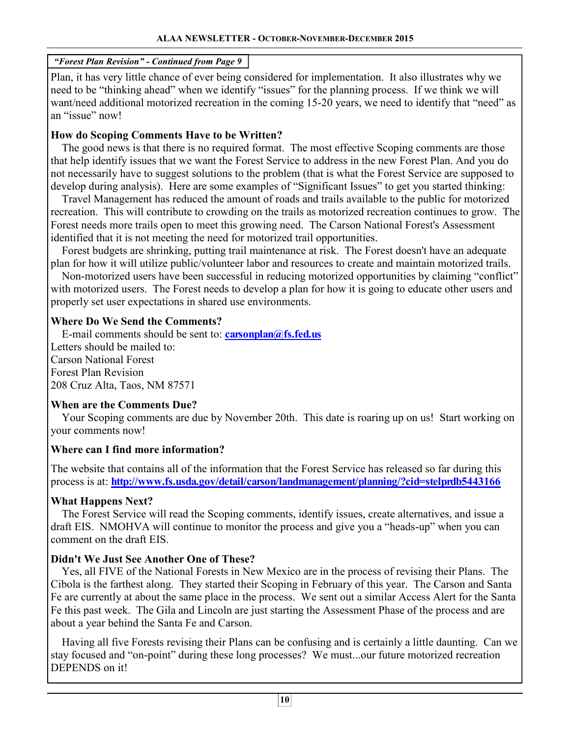*"Forest Plan Revision" - Continued from Page 9*

Plan, it has very little chance of ever being considered for implementation. It also illustrates why we need to be "thinking ahead" when we identify "issues" for the planning process. If we think we will want/need additional motorized recreation in the coming 15-20 years, we need to identify that "need" as an "issue" now!

**How do Scoping Comments Have to be Written?**

The good news is that there is no required format. The most effective Scoping comments are those that help identify issues that we want the Forest Service to address in the new Forest Plan. And you do not necessarily have to suggest solutions to the problem (that is what the Forest Service are supposed to develop during analysis). Here are some examples of "Significant Issues" to get you started thinking:

Travel Management has reduced the amount of roads and trails available to the public for motorized recreation. This will contribute to crowding on the trails as motorized recreation continues to grow. The Forest needs more trails open to meet this growing need. The Carson National Forest's Assessment identified that it is not meeting the need for motorized trail opportunities.

Forest budgets are shrinking, putting trail maintenance at risk. The Forest doesn't have an adequate plan for how it will utilize public/volunteer labor and resources to create and maintain motorized trails.

Non-motorized users have been successful in reducing motorized opportunities by claiming "conflict" with motorized users. The Forest needs to develop a plan for how it is going to educate other users and properly set user expectations in shared use environments.

**Where Do We Send the Comments?**

E-mail comments should be sent to: **carsonplan@fs.fed.us**
Letters should be mailed to:
Carson National Forest
Forest Plan Revision
208 Cruz Alta, Taos, NM 87571

**When are the Comments Due?**

Your Scoping comments are due by November 20th. This date is roaring up on us! Start working on your comments now!

**Where can I find more information?**

The website that contains all of the information that the Forest Service has released so far during this process is at: **http://www.fs.usda.gov/detail/carson/landmanagement/planning/?cid=stelprdb5443166**

**What Happens Next?**

The Forest Service will read the Scoping comments, identify issues, create alternatives, and issue a draft EIS. NMOHVA will continue to monitor the process and give you a "heads-up" when you can comment on the draft EIS.

**Didn't We Just See Another One of These?**

Yes, all FIVE of the National Forests in New Mexico are in the process of revising their Plans. The Cibola is the farthest along. They started their Scoping in February of this year. The Carson and Santa Fe are currently at about the same place in the process. We sent out a similar Access Alert for the Santa Fe this past week. The Gila and Lincoln are just starting the Assessment Phase of the process and are about a year behind the Santa Fe and Carson.

Having all five Forests revising their Plans can be confusing and is certainly a little daunting. Can we stay focused and "on-point" during these long processes? We must...our future motorized recreation DEPENDS on it!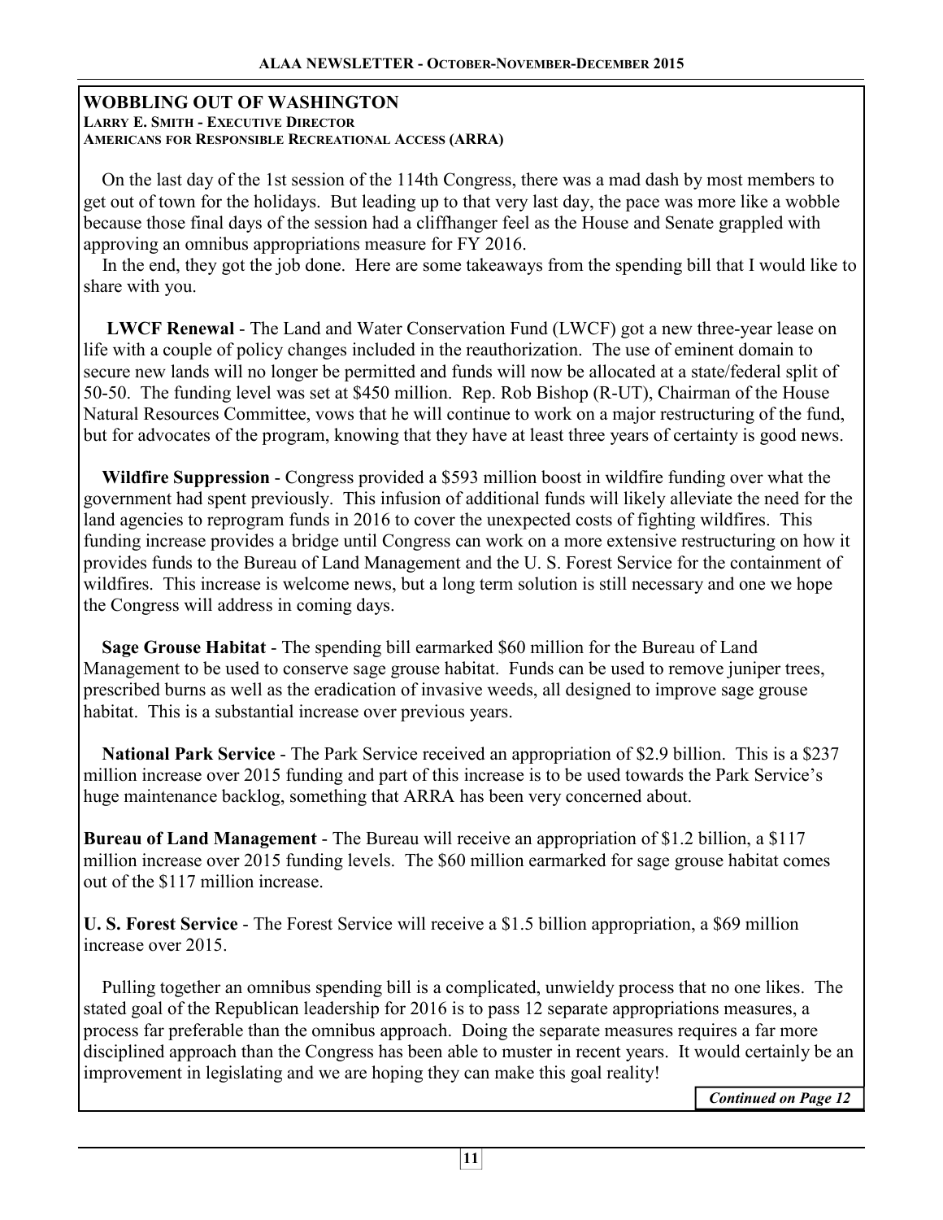## WOBBLING OUT OF WASHINGTON

**LARRY E. SMITH - EXECUTIVE DIRECTOR**
**AMERICANS FOR RESPONSIBLE RECREATIONAL ACCESS (ARRA)**

On the last day of the 1st session of the 114th Congress, there was a mad dash by most members to get out of town for the holidays. But leading up to that very last day, the pace was more like a wobble because those final days of the session had a cliffhanger feel as the House and Senate grappled with approving an omnibus appropriations measure for FY 2016.

In the end, they got the job done. Here are some takeaways from the spending bill that I would like to share with you.

**LWCF Renewal** - The Land and Water Conservation Fund (LWCF) got a new three-year lease on life with a couple of policy changes included in the reauthorization. The use of eminent domain to secure new lands will no longer be permitted and funds will now be allocated at a state/federal split of 50-50. The funding level was set at $450 million. Rep. Rob Bishop (R-UT), Chairman of the House Natural Resources Committee, vows that he will continue to work on a major restructuring of the fund, but for advocates of the program, knowing that they have at least three years of certainty is good news.

**Wildfire Suppression** - Congress provided a $593 million boost in wildfire funding over what the government had spent previously. This infusion of additional funds will likely alleviate the need for the land agencies to reprogram funds in 2016 to cover the unexpected costs of fighting wildfires. This funding increase provides a bridge until Congress can work on a more extensive restructuring on how it provides funds to the Bureau of Land Management and the U. S. Forest Service for the containment of wildfires. This increase is welcome news, but a long term solution is still necessary and one we hope the Congress will address in coming days.

**Sage Grouse Habitat** - The spending bill earmarked $60 million for the Bureau of Land Management to be used to conserve sage grouse habitat. Funds can be used to remove juniper trees, prescribed burns as well as the eradication of invasive weeds, all designed to improve sage grouse habitat. This is a substantial increase over previous years.

**National Park Service** - The Park Service received an appropriation of $2.9 billion. This is a $237 million increase over 2015 funding and part of this increase is to be used towards the Park Service's huge maintenance backlog, something that ARRA has been very concerned about.

**Bureau of Land Management** - The Bureau will receive an appropriation of $1.2 billion, a $117 million increase over 2015 funding levels. The $60 million earmarked for sage grouse habitat comes out of the $117 million increase.

**U. S. Forest Service** - The Forest Service will receive a $1.5 billion appropriation, a $69 million increase over 2015.

Pulling together an omnibus spending bill is a complicated, unwieldy process that no one likes. The stated goal of the Republican leadership for 2016 is to pass 12 separate appropriations measures, a process far preferable than the omnibus approach. Doing the separate measures requires a far more disciplined approach than the Congress has been able to muster in recent years. It would certainly be an improvement in legislating and we are hoping they can make this goal reality!

*Continued on Page 12*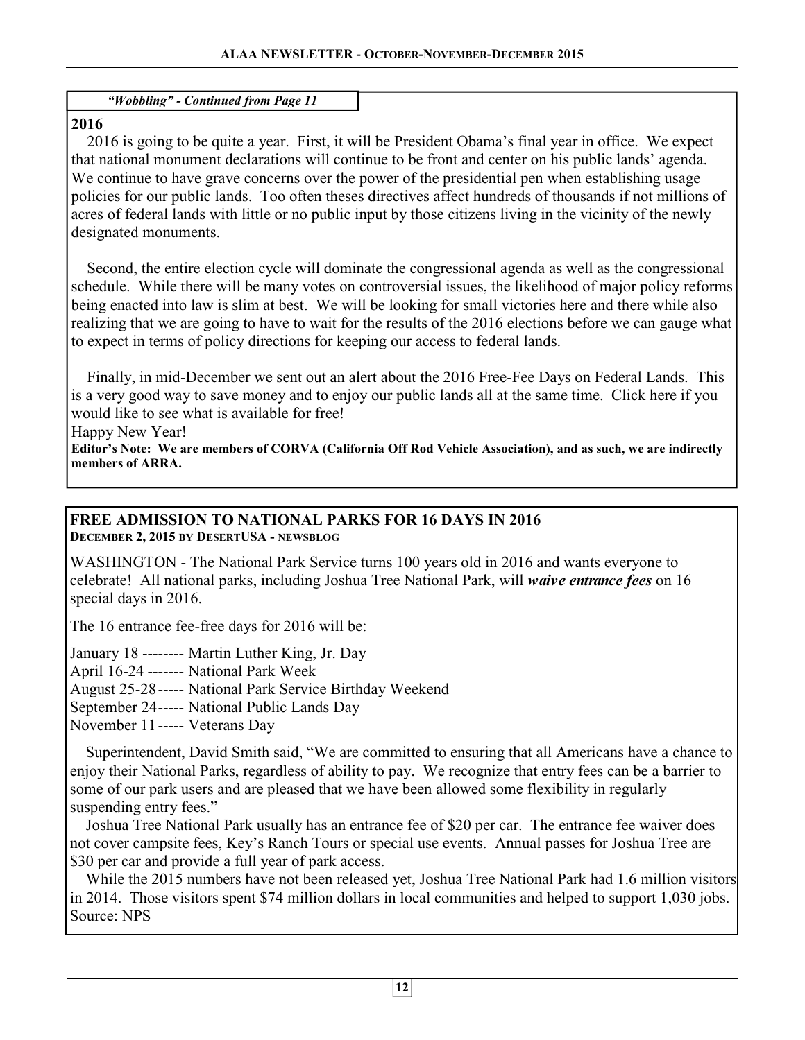*"Wobbling" - Continued from Page 11*

**2016**

2016 is going to be quite a year. First, it will be President Obama's final year in office. We expect that national monument declarations will continue to be front and center on his public lands' agenda. We continue to have grave concerns over the power of the presidential pen when establishing usage policies for our public lands. Too often theses directives affect hundreds of thousands if not millions of acres of federal lands with little or no public input by those citizens living in the vicinity of the newly designated monuments.

Second, the entire election cycle will dominate the congressional agenda as well as the congressional schedule. While there will be many votes on controversial issues, the likelihood of major policy reforms being enacted into law is slim at best. We will be looking for small victories here and there while also realizing that we are going to have to wait for the results of the 2016 elections before we can gauge what to expect in terms of policy directions for keeping our access to federal lands.

Finally, in mid-December we sent out an alert about the 2016 Free-Fee Days on Federal Lands. This is a very good way to save money and to enjoy our public lands all at the same time. Click here if you would like to see what is available for free!

Happy New Year!

**Editor's Note: We are members of CORVA (California Off Rod Vehicle Association), and as such, we are indirectly members of ARRA.**

## FREE ADMISSION TO NATIONAL PARKS FOR 16 DAYS IN 2016

**December 2, 2015 by DesertUSA - newsblog**

WASHINGTON - The National Park Service turns 100 years old in 2016 and wants everyone to celebrate! All national parks, including Joshua Tree National Park, will ***waive entrance fees*** on 16 special days in 2016.

The 16 entrance fee-free days for 2016 will be:

January 18 -------- Martin Luther King, Jr. Day
April 16-24 ------- National Park Week
August 25-28 ----- National Park Service Birthday Weekend
September 24 ----- National Public Lands Day
November 11 ----- Veterans Day

Superintendent, David Smith said, "We are committed to ensuring that all Americans have a chance to enjoy their National Parks, regardless of ability to pay. We recognize that entry fees can be a barrier to some of our park users and are pleased that we have been allowed some flexibility in regularly suspending entry fees."

Joshua Tree National Park usually has an entrance fee of $20 per car. The entrance fee waiver does not cover campsite fees, Key's Ranch Tours or special use events. Annual passes for Joshua Tree are $30 per car and provide a full year of park access.

While the 2015 numbers have not been released yet, Joshua Tree National Park had 1.6 million visitors in 2014. Those visitors spent $74 million dollars in local communities and helped to support 1,030 jobs.
Source: NPS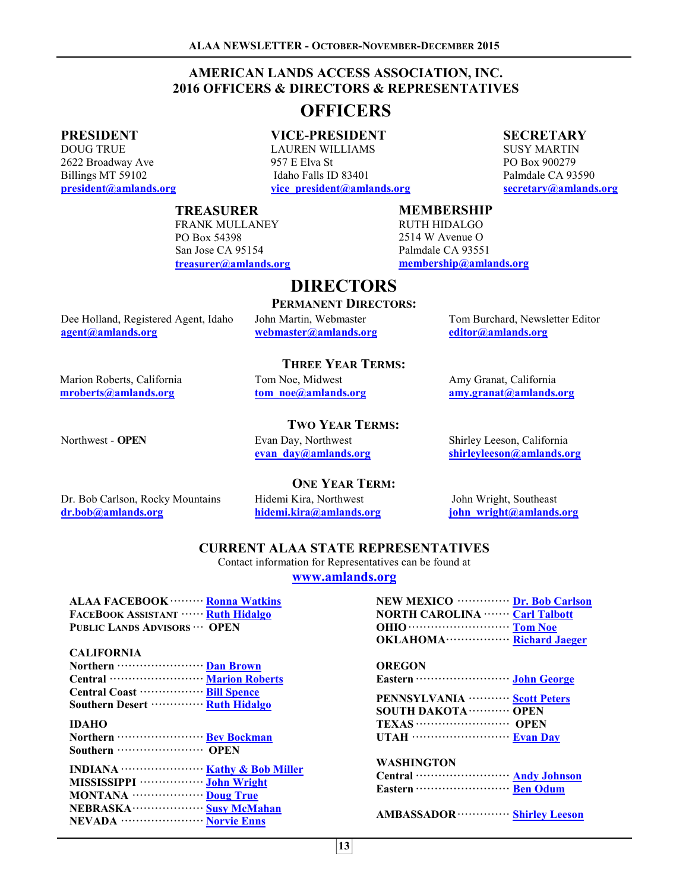## AMERICAN LANDS ACCESS ASSOCIATION, INC.
## 2016 OFFICERS & DIRECTORS & REPRESENTATIVES

# OFFICERS

**PRESIDENT**
DOUG TRUE
2622 Broadway Ave
Billings MT 59102
**president@amlands.org**

**VICE-PRESIDENT**
LAUREN WILLIAMS
957 E Elva St
Idaho Falls ID 83401
**vice_president@amlands.org**

**SECRETARY**
SUSY MARTIN
PO Box 900279
Palmdale CA 93590
**secretary@amlands.org**

**TREASURER**
FRANK MULLANEY
PO Box 54398
San Jose CA 95154
**treasurer@amlands.org**

**MEMBERSHIP**
RUTH HIDALGO
2514 W Avenue O
Palmdale CA 93551
**membership@amlands.org**

# DIRECTORS

### PERMANENT DIRECTORS:

Dee Holland, Registered Agent, Idaho
**agent@amlands.org**

John Martin, Webmaster
**webmaster@amlands.org**

Tom Burchard, Newsletter Editor
**editor@amlands.org**

### THREE YEAR TERMS:

Marion Roberts, California
**mroberts@amlands.org**

Tom Noe, Midwest
**tom_noe@amlands.org**

Amy Granat, California
**amy.granat@amlands.org**

### TWO YEAR TERMS:

Northwest - **OPEN**

Evan Day, Northwest
**evan_day@amlands.org**

Shirley Leeson, California
**shirleyleeson@amlands.org**

### ONE YEAR TERM:

Dr. Bob Carlson, Rocky Mountains
**dr.bob@amlands.org**

Hidemi Kira, Northwest
**hidemi.kira@amlands.org**

John Wright, Southeast
**john_wright@amlands.org**

## CURRENT ALAA STATE REPRESENTATIVES

Contact information for Representatives can be found at
**www.amlands.org**

**ALAA FACEBOOK** ········· **Ronna Watkins**
**FACEBOOK ASSISTANT** ······ **Ruth Hidalgo**
**PUBLIC LANDS ADVISORS** ··· **OPEN**

**CALIFORNIA**
**Northern** ······················· **Dan Brown**
**Central** ························ **Marion Roberts**
**Central Coast** ················· **Bill Spence**
**Southern Desert** ·············· **Ruth Hidalgo**

**IDAHO**
**Northern** ······················· **Bev Bockman**
**Southern** ······················· **OPEN**

**INDIANA** ······················ **Kathy & Bob Miller**
**MISSISSIPPI** ················· **John Wright**
**MONTANA** ··················· **Doug True**
**NEBRASKA** ·················· **Susy McMahan**
**NEVADA** ······················ **Norvie Enns**

**NEW MEXICO** ·············· **Dr. Bob Carlson**
**NORTH CAROLINA** ······· **Carl Talbott**
**OHIO** ··························· **Tom Noe**
**OKLAHOMA** ················· **Richard Jaeger**

**OREGON**
**Eastern** ························· **John George**

**PENNSYLVANIA** ··········· **Scott Peters**
**SOUTH DAKOTA** ··········· **OPEN**
**TEXAS** ························· **OPEN**
**UTAH** ·························· **Evan Day**

**WASHINGTON**
**Central** ························· **Andy Johnson**
**Eastern** ························· **Ben Odum**

**AMBASSADOR** ·············· **Shirley Leeson**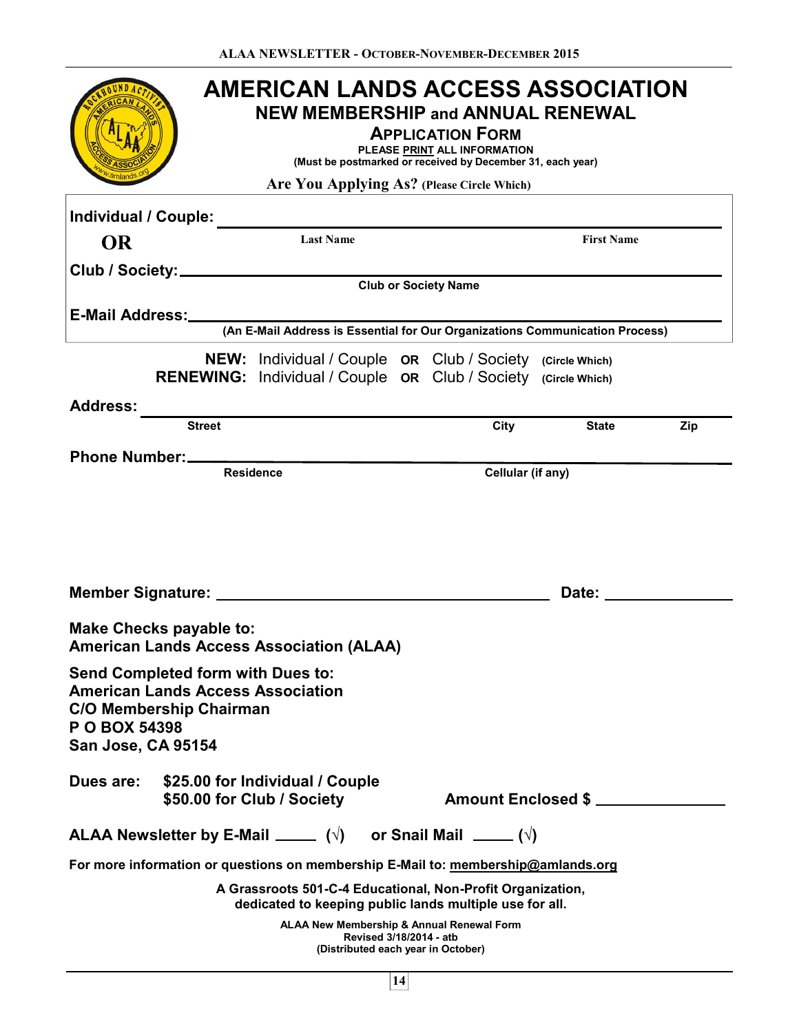# AMERICAN LANDS ACCESS ASSOCIATION

## NEW MEMBERSHIP and ANNUAL RENEWAL

### APPLICATION FORM

**PLEASE PRINT ALL INFORMATION**
**(Must be postmarked or received by December 31, each year)**

**Are You Applying As? (Please Circle Which)**

**Individual / Couple:** ______________________________________________

Last Name First Name

**OR**

**Club / Society:** ______________________________________________

Club or Society Name

**E-Mail Address:** ______________________________________________

(An E-Mail Address is Essential for Our Organizations Communication Process)

**NEW:** Individual / Couple **OR** Club / Society (Circle Which)
**RENEWING:** Individual / Couple **OR** Club / Society (Circle Which)

**Address:** ______________________________________________

Street City State Zip

**Phone Number:** ______________________________________________

Residence Cellular (if any)

**Member Signature:** ______________________________ **Date:** ______________

**Make Checks payable to:**
**American Lands Access Association (ALAA)**

**Send Completed form with Dues to:**
**American Lands Access Association**
**C/O Membership Chairman**
**P O BOX 54398**
**San Jose, CA 95154**

**Dues are:** **$25.00 for Individual / Couple**
**$50.00 for Club / Society**

**Amount Enclosed $** ______________

**ALAA Newsletter by E-Mail \_\_\_\_\_ (√) or Snail Mail \_\_\_\_\_ (√)**

**For more information or questions on membership E-Mail to: membership@amlands.org**

**A Grassroots 501-C-4 Educational, Non-Profit Organization, dedicated to keeping public lands multiple use for all.**

ALAA New Membership & Annual Renewal Form
Revised 3/18/2014 - atb
(Distributed each year in October)